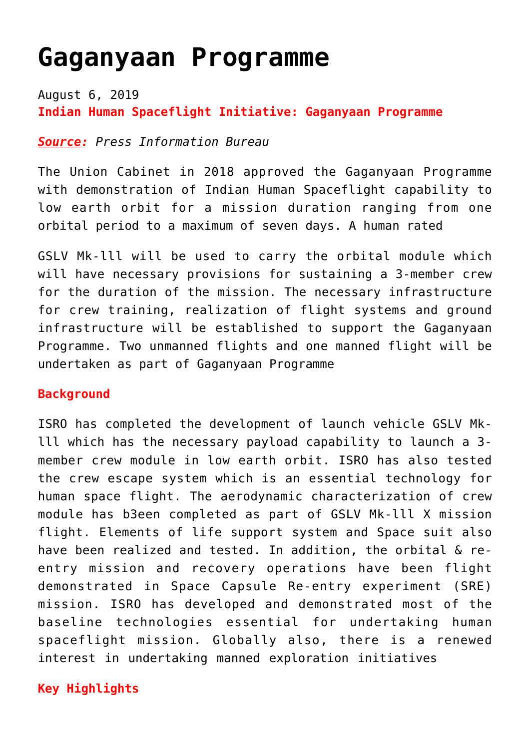# Gaganyaan Programme

August 6, 2019

**Indian Human Spaceflight Initiative: Gaganyaan Programme**

***Source:*** *Press Information Bureau*

The Union Cabinet in 2018 approved the Gaganyaan Programme with demonstration of Indian Human Spaceflight capability to low earth orbit for a mission duration ranging from one orbital period to a maximum of seven days. A human rated

GSLV Mk-lll will be used to carry the orbital module which will have necessary provisions for sustaining a 3-member crew for the duration of the mission. The necessary infrastructure for crew training, realization of flight systems and ground infrastructure will be established to support the Gaganyaan Programme. Two unmanned flights and one manned flight will be undertaken as part of Gaganyaan Programme

**Background**

ISRO has completed the development of launch vehicle GSLV Mk-lll which has the necessary payload capability to launch a 3-member crew module in low earth orbit. ISRO has also tested the crew escape system which is an essential technology for human space flight. The aerodynamic characterization of crew module has b3een completed as part of GSLV Mk-lll X mission flight. Elements of life support system and Space suit also have been realized and tested. In addition, the orbital & re-entry mission and recovery operations have been flight demonstrated in Space Capsule Re-entry experiment (SRE) mission. ISRO has developed and demonstrated most of the baseline technologies essential for undertaking human spaceflight mission. Globally also, there is a renewed interest in undertaking manned exploration initiatives

**Key Highlights**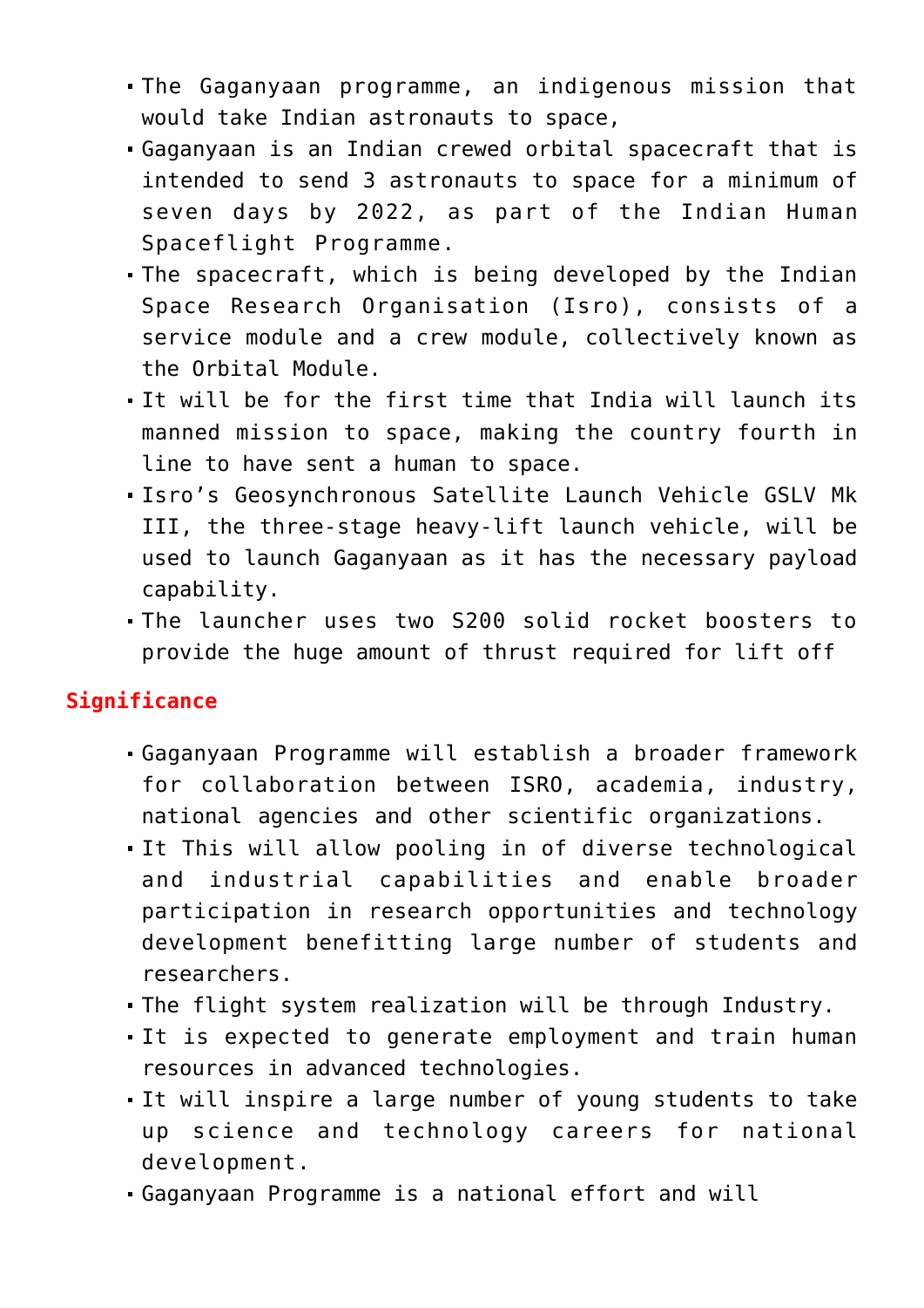- The Gaganyaan programme, an indigenous mission that would take Indian astronauts to space,
- Gaganyaan is an Indian crewed orbital spacecraft that is intended to send 3 astronauts to space for a minimum of seven days by 2022, as part of the Indian Human Spaceflight Programme.
- The spacecraft, which is being developed by the Indian Space Research Organisation (Isro), consists of a service module and a crew module, collectively known as the Orbital Module.
- It will be for the first time that India will launch its manned mission to space, making the country fourth in line to have sent a human to space.
- Isro's Geosynchronous Satellite Launch Vehicle GSLV Mk III, the three-stage heavy-lift launch vehicle, will be used to launch Gaganyaan as it has the necessary payload capability.
- The launcher uses two S200 solid rocket boosters to provide the huge amount of thrust required for lift off

## Significance

- Gaganyaan Programme will establish a broader framework for collaboration between ISRO, academia, industry, national agencies and other scientific organizations.
- It This will allow pooling in of diverse technological and industrial capabilities and enable broader participation in research opportunities and technology development benefitting large number of students and researchers.
- The flight system realization will be through Industry.
- It is expected to generate employment and train human resources in advanced technologies.
- It will inspire a large number of young students to take up science and technology careers for national development.
- Gaganyaan Programme is a national effort and will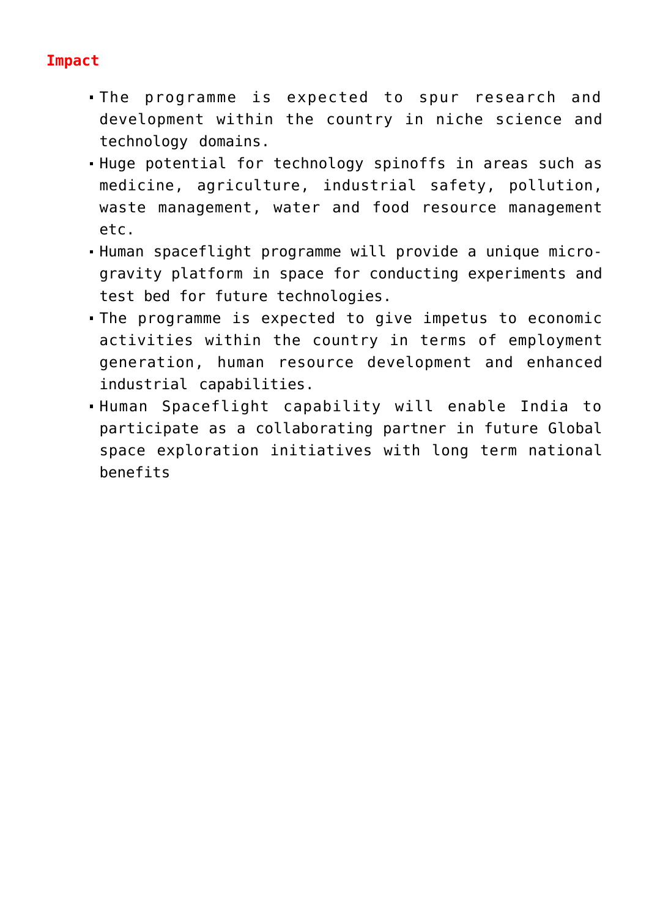**Impact**

- The programme is expected to spur research and development within the country in niche science and technology domains.
- Huge potential for technology spinoffs in areas such as medicine, agriculture, industrial safety, pollution, waste management, water and food resource management etc.
- Human spaceflight programme will provide a unique micro-gravity platform in space for conducting experiments and test bed for future technologies.
- The programme is expected to give impetus to economic activities within the country in terms of employment generation, human resource development and enhanced industrial capabilities.
- Human Spaceflight capability will enable India to participate as a collaborating partner in future Global space exploration initiatives with long term national benefits